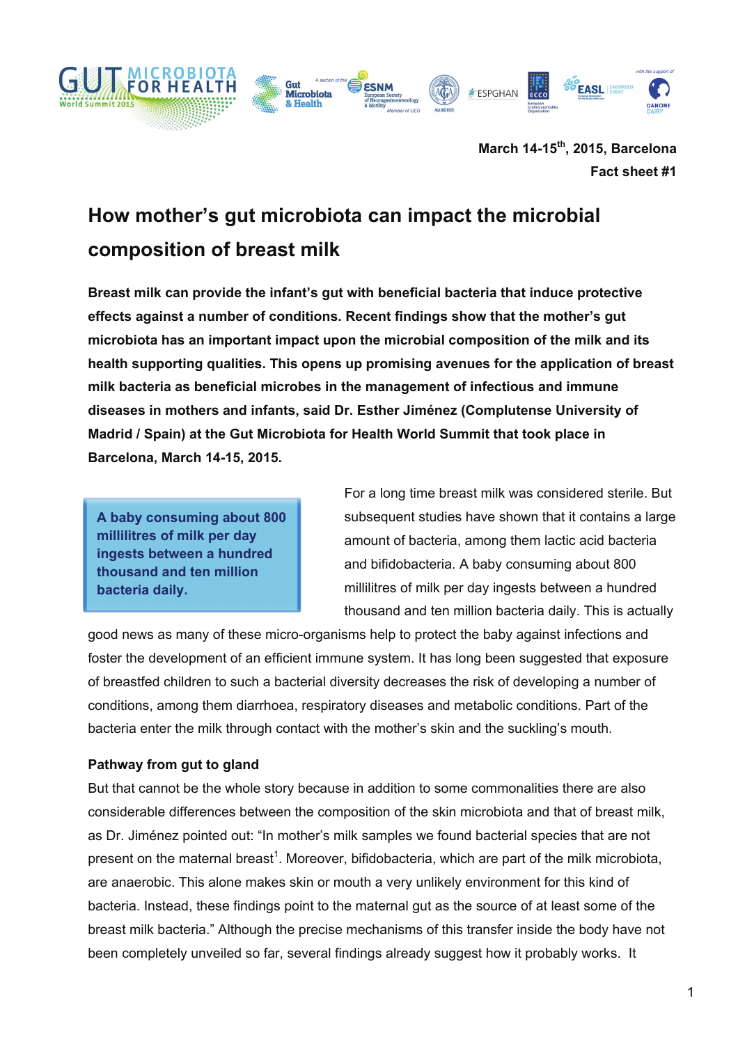March 14-15th, 2015, Barcelona

Fact sheet #1

# How mother's gut microbiota can impact the microbial composition of breast milk

**Breast milk can provide the infant's gut with beneficial bacteria that induce protective effects against a number of conditions. Recent findings show that the mother's gut microbiota has an important impact upon the microbial composition of the milk and its health supporting qualities. This opens up promising avenues for the application of breast milk bacteria as beneficial microbes in the management of infectious and immune diseases in mothers and infants, said Dr. Esther Jiménez (Complutense University of Madrid / Spain) at the Gut Microbiota for Health World Summit that took place in Barcelona, March 14-15, 2015.**

> **A baby consuming about 800 millilitres of milk per day ingests between a hundred thousand and ten million bacteria daily.**

For a long time breast milk was considered sterile. But subsequent studies have shown that it contains a large amount of bacteria, among them lactic acid bacteria and bifidobacteria. A baby consuming about 800 millilitres of milk per day ingests between a hundred thousand and ten million bacteria daily. This is actually good news as many of these micro-organisms help to protect the baby against infections and foster the development of an efficient immune system. It has long been suggested that exposure of breastfed children to such a bacterial diversity decreases the risk of developing a number of conditions, among them diarrhoea, respiratory diseases and metabolic conditions. Part of the bacteria enter the milk through contact with the mother's skin and the suckling's mouth.

### Pathway from gut to gland

But that cannot be the whole story because in addition to some commonalities there are also considerable differences between the composition of the skin microbiota and that of breast milk, as Dr. Jiménez pointed out: "In mother's milk samples we found bacterial species that are not present on the maternal breast[1]. Moreover, bifidobacteria, which are part of the milk microbiota, are anaerobic. This alone makes skin or mouth a very unlikely environment for this kind of bacteria. Instead, these findings point to the maternal gut as the source of at least some of the breast milk bacteria." Although the precise mechanisms of this transfer inside the body have not been completely unveiled so far, several findings already suggest how it probably works. It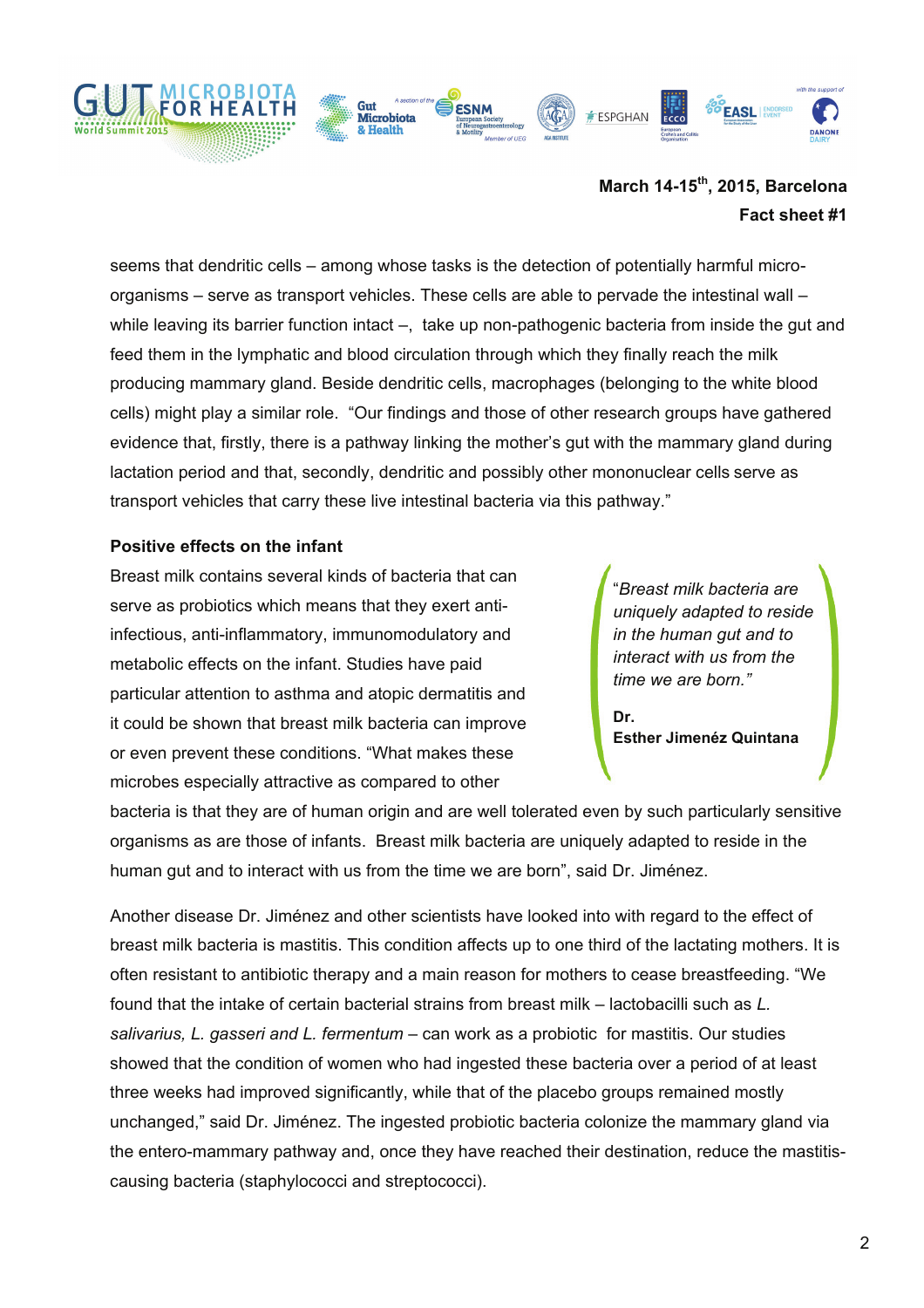seems that dendritic cells – among whose tasks is the detection of potentially harmful micro-organisms – serve as transport vehicles. These cells are able to pervade the intestinal wall – while leaving its barrier function intact –, take up non-pathogenic bacteria from inside the gut and feed them in the lymphatic and blood circulation through which they finally reach the milk producing mammary gland. Beside dendritic cells, macrophages (belonging to the white blood cells) might play a similar role. "Our findings and those of other research groups have gathered evidence that, firstly, there is a pathway linking the mother's gut with the mammary gland during lactation period and that, secondly, dendritic and possibly other mononuclear cells serve as transport vehicles that carry these live intestinal bacteria via this pathway."

**Positive effects on the infant**

Breast milk contains several kinds of bacteria that can serve as probiotics which means that they exert anti-infectious, anti-inflammatory, immunomodulatory and metabolic effects on the infant. Studies have paid particular attention to asthma and atopic dermatitis and it could be shown that breast milk bacteria can improve or even prevent these conditions. "What makes these microbes especially attractive as compared to other bacteria is that they are of human origin and are well tolerated even by such particularly sensitive organisms as are those of infants. Breast milk bacteria are uniquely adapted to reside in the human gut and to interact with us from the time we are born", said Dr. Jiménez.

> "*Breast milk bacteria are uniquely adapted to reside in the human gut and to interact with us from the time we are born.*"
>
> **Dr. Esther Jimenéz Quintana**

Another disease Dr. Jiménez and other scientists have looked into with regard to the effect of breast milk bacteria is mastitis. This condition affects up to one third of the lactating mothers. It is often resistant to antibiotic therapy and a main reason for mothers to cease breastfeeding. "We found that the intake of certain bacterial strains from breast milk – lactobacilli such as *L. salivarius, L. gasseri and L. fermentum* – can work as a probiotic for mastitis. Our studies showed that the condition of women who had ingested these bacteria over a period of at least three weeks had improved significantly, while that of the placebo groups remained mostly unchanged," said Dr. Jiménez. The ingested probiotic bacteria colonize the mammary gland via the entero-mammary pathway and, once they have reached their destination, reduce the mastitis-causing bacteria (staphylococci and streptococci).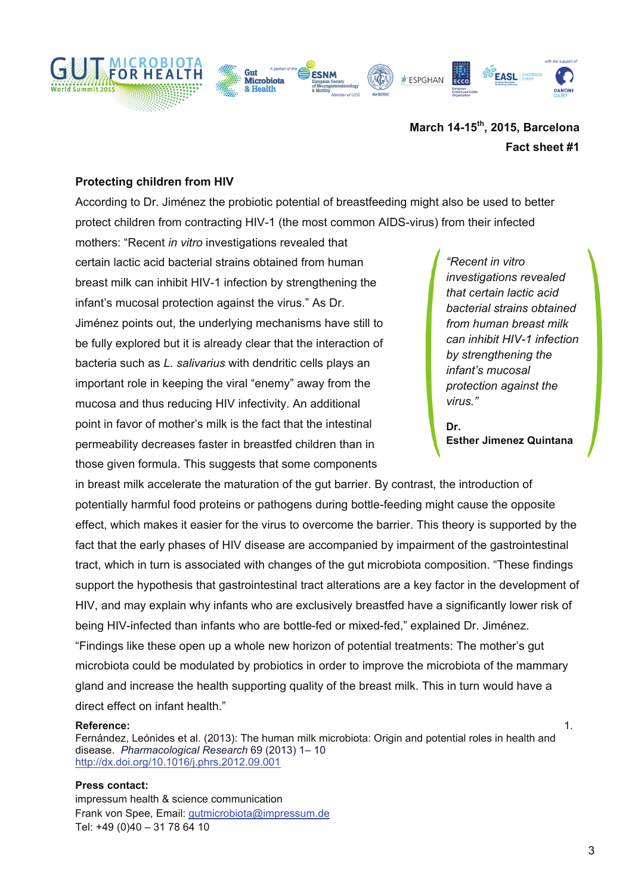March 14-15th, 2015, Barcelona
**Fact sheet #1**

### Protecting children from HIV

According to Dr. Jiménez the probiotic potential of breastfeeding might also be used to better protect children from contracting HIV-1 (the most common AIDS-virus) from their infected mothers: "Recent *in vitro* investigations revealed that certain lactic acid bacterial strains obtained from human breast milk can inhibit HIV-1 infection by strengthening the infant's mucosal protection against the virus." As Dr. Jiménez points out, the underlying mechanisms have still to be fully explored but it is already clear that the interaction of bacteria such as *L. salivarius* with dendritic cells plays an important role in keeping the viral "enemy" away from the mucosa and thus reducing HIV infectivity. An additional point in favor of mother's milk is the fact that the intestinal permeability decreases faster in breastfed children than in those given formula. This suggests that some components in breast milk accelerate the maturation of the gut barrier. By contrast, the introduction of potentially harmful food proteins or pathogens during bottle-feeding might cause the opposite effect, which makes it easier for the virus to overcome the barrier. This theory is supported by the fact that the early phases of HIV disease are accompanied by impairment of the gastrointestinal tract, which in turn is associated with changes of the gut microbiota composition. "These findings support the hypothesis that gastrointestinal tract alterations are a key factor in the development of HIV, and may explain why infants who are exclusively breastfed have a significantly lower risk of being HIV-infected than infants who are bottle-fed or mixed-fed," explained Dr. Jiménez. "Findings like these open up a whole new horizon of potential treatments: The mother's gut microbiota could be modulated by probiotics in order to improve the microbiota of the mammary gland and increase the health supporting quality of the breast milk. This in turn would have a direct effect on infant health."

> *"Recent in vitro investigations revealed that certain lactic acid bacterial strains obtained from human breast milk can inhibit HIV-1 infection by strengthening the infant's mucosal protection against the virus."*
>
> **Dr.**
> **Esther Jimenez Quintana**

**Reference:**

1. Fernández, Leónides et al. (2013): The human milk microbiota: Origin and potential roles in health and disease. *Pharmacological Research* 69 (2013) 1– 10
http://dx.doi.org/10.1016/j.phrs.2012.09.001

**Press contact:**
impressum health & science communication
Frank von Spee, Email: gutmicrobiota@impressum.de
Tel: +49 (0)40 – 31 78 64 10